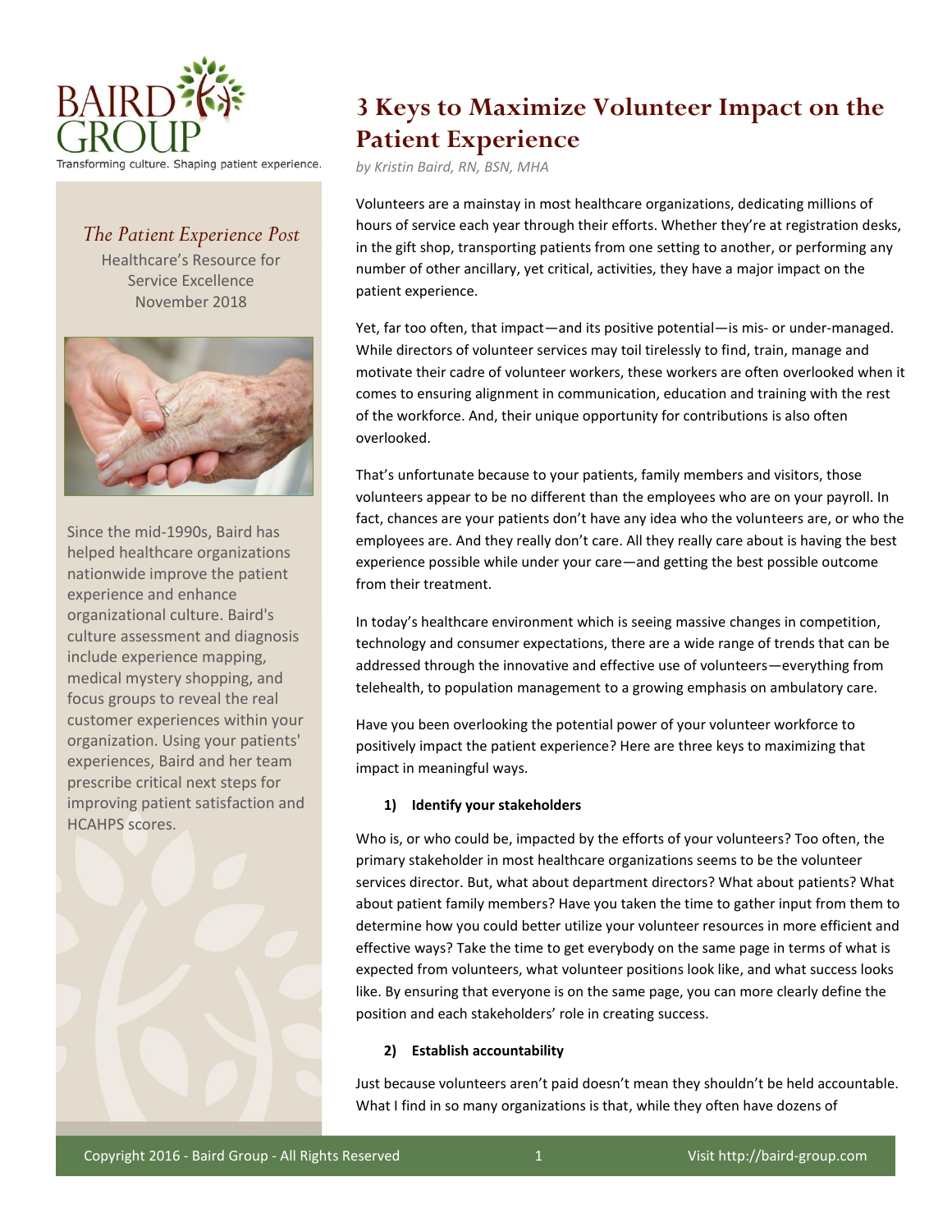BAIRD GROUP

Transforming culture. Shaping patient experience.

# 3 Keys to Maximize Volunteer Impact on the Patient Experience

*by Kristin Baird, RN, BSN, MHA*

*The Patient Experience Post*

Healthcare's Resource for Service Excellence

November 2018

Since the mid-1990s, Baird has helped healthcare organizations nationwide improve the patient experience and enhance organizational culture. Baird's culture assessment and diagnosis include experience mapping, medical mystery shopping, and focus groups to reveal the real customer experiences within your organization. Using your patients' experiences, Baird and her team prescribe critical next steps for improving patient satisfaction and HCAHPS scores.

Volunteers are a mainstay in most healthcare organizations, dedicating millions of hours of service each year through their efforts. Whether they're at registration desks, in the gift shop, transporting patients from one setting to another, or performing any number of other ancillary, yet critical, activities, they have a major impact on the patient experience.

Yet, far too often, that impact—and its positive potential—is mis- or under-managed. While directors of volunteer services may toil tirelessly to find, train, manage and motivate their cadre of volunteer workers, these workers are often overlooked when it comes to ensuring alignment in communication, education and training with the rest of the workforce. And, their unique opportunity for contributions is also often overlooked.

That's unfortunate because to your patients, family members and visitors, those volunteers appear to be no different than the employees who are on your payroll. In fact, chances are your patients don't have any idea who the volunteers are, or who the employees are. And they really don't care. All they really care about is having the best experience possible while under your care—and getting the best possible outcome from their treatment.

In today's healthcare environment which is seeing massive changes in competition, technology and consumer expectations, there are a wide range of trends that can be addressed through the innovative and effective use of volunteers—everything from telehealth, to population management to a growing emphasis on ambulatory care.

Have you been overlooking the potential power of your volunteer workforce to positively impact the patient experience? Here are three keys to maximizing that impact in meaningful ways.

**1) Identify your stakeholders**

Who is, or who could be, impacted by the efforts of your volunteers? Too often, the primary stakeholder in most healthcare organizations seems to be the volunteer services director. But, what about department directors? What about patients? What about patient family members? Have you taken the time to gather input from them to determine how you could better utilize your volunteer resources in more efficient and effective ways? Take the time to get everybody on the same page in terms of what is expected from volunteers, what volunteer positions look like, and what success looks like. By ensuring that everyone is on the same page, you can more clearly define the position and each stakeholders' role in creating success.

**2) Establish accountability**

Just because volunteers aren't paid doesn't mean they shouldn't be held accountable. What I find in so many organizations is that, while they often have dozens of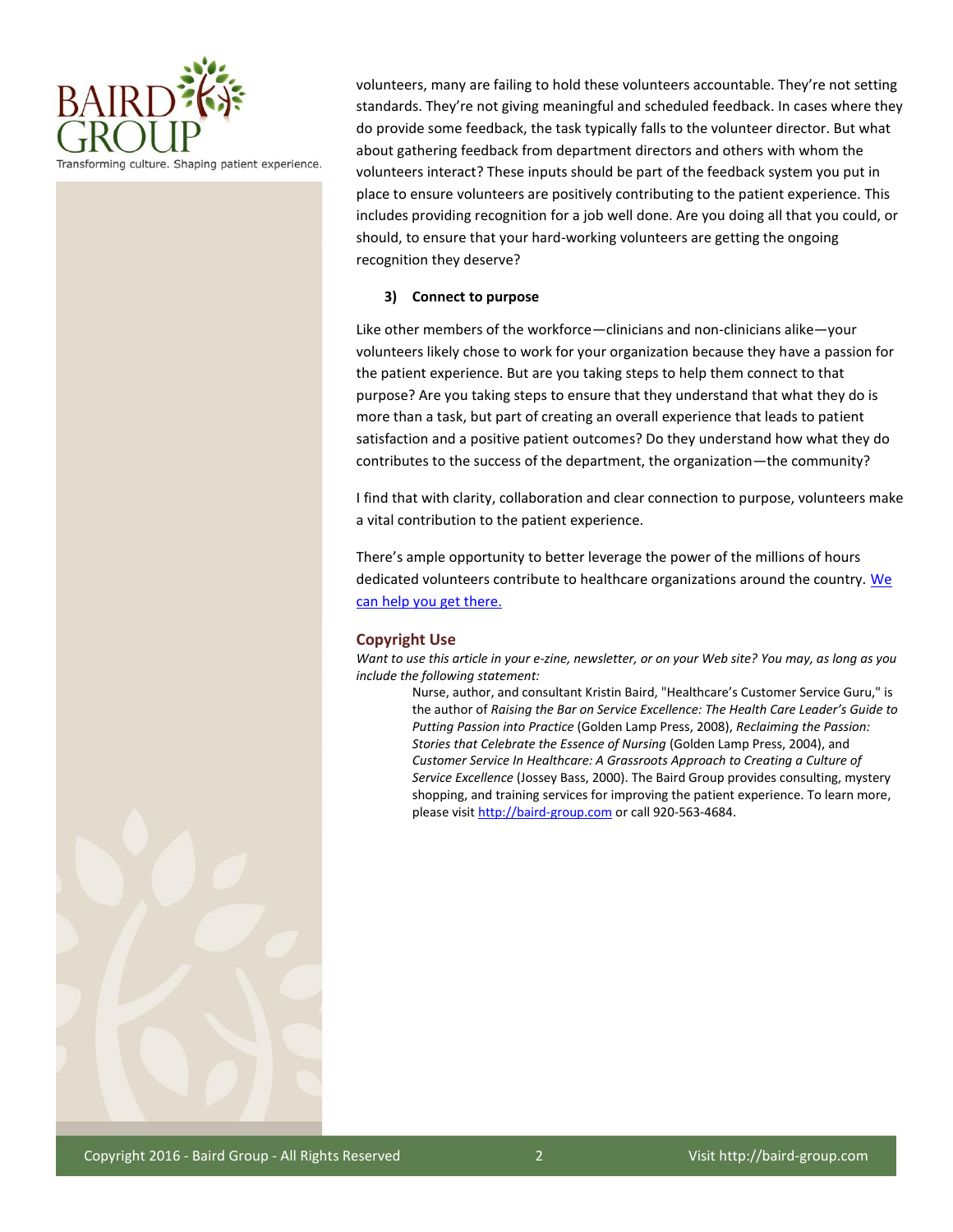volunteers, many are failing to hold these volunteers accountable. They're not setting standards. They're not giving meaningful and scheduled feedback. In cases where they do provide some feedback, the task typically falls to the volunteer director. But what about gathering feedback from department directors and others with whom the volunteers interact? These inputs should be part of the feedback system you put in place to ensure volunteers are positively contributing to the patient experience. This includes providing recognition for a job well done. Are you doing all that you could, or should, to ensure that your hard-working volunteers are getting the ongoing recognition they deserve?

**3) Connect to purpose**

Like other members of the workforce—clinicians and non-clinicians alike—your volunteers likely chose to work for your organization because they have a passion for the patient experience. But are you taking steps to help them connect to that purpose? Are you taking steps to ensure that they understand that what they do is more than a task, but part of creating an overall experience that leads to patient satisfaction and a positive patient outcomes? Do they understand how what they do contributes to the success of the department, the organization—the community?

I find that with clarity, collaboration and clear connection to purpose, volunteers make a vital contribution to the patient experience.

There's ample opportunity to better leverage the power of the millions of hours dedicated volunteers contribute to healthcare organizations around the country. We can help you get there.

## Copyright Use

*Want to use this article in your e-zine, newsletter, or on your Web site? You may, as long as you include the following statement:*

> Nurse, author, and consultant Kristin Baird, "Healthcare's Customer Service Guru," is the author of *Raising the Bar on Service Excellence: The Health Care Leader's Guide to Putting Passion into Practice* (Golden Lamp Press, 2008), *Reclaiming the Passion: Stories that Celebrate the Essence of Nursing* (Golden Lamp Press, 2004), and *Customer Service In Healthcare: A Grassroots Approach to Creating a Culture of Service Excellence* (Jossey Bass, 2000). The Baird Group provides consulting, mystery shopping, and training services for improving the patient experience. To learn more, please visit http://baird-group.com or call 920-563-4684.